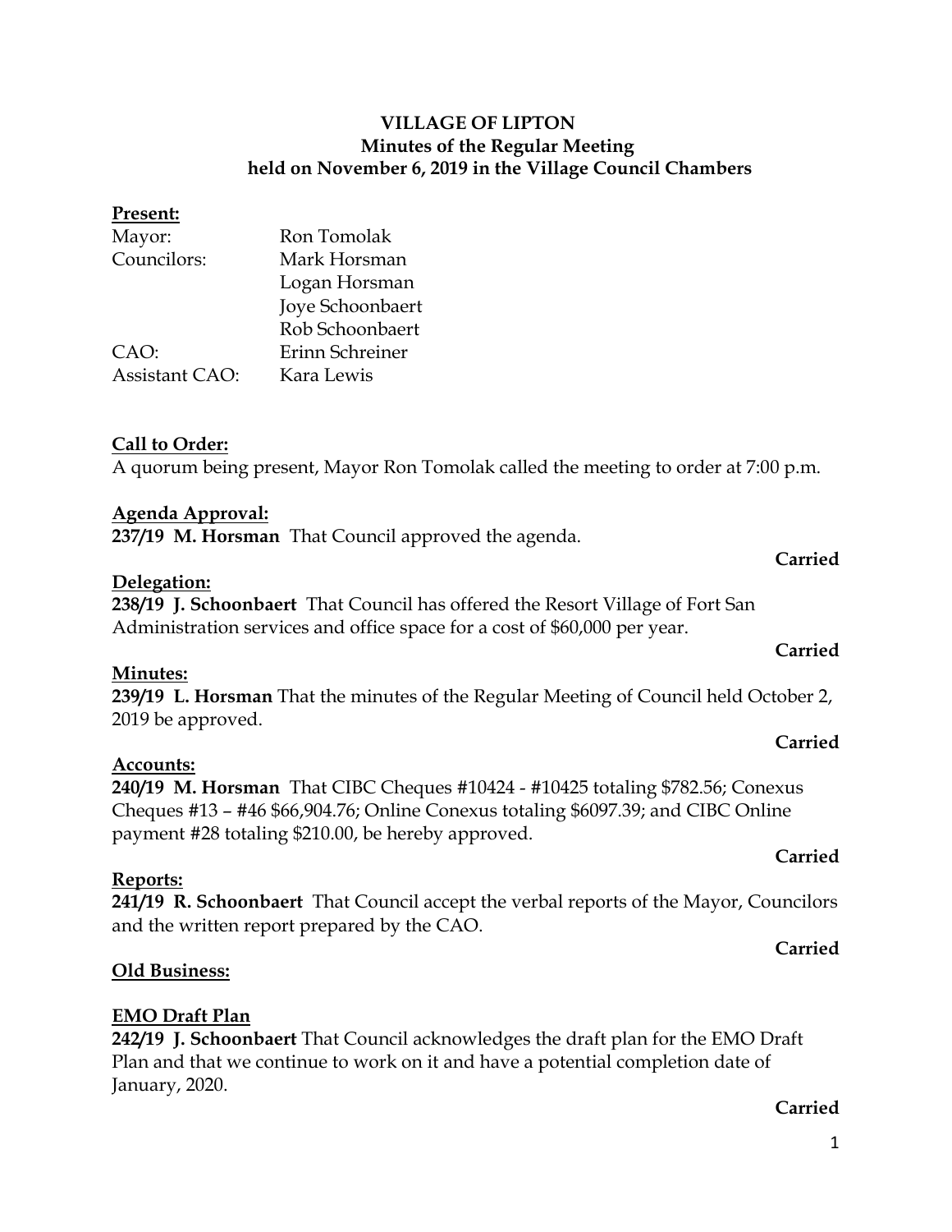**VILLAGE OF LIPTON**
**Minutes of the Regular Meeting**
**held on November 6, 2019 in the Village Council Chambers**

**Present:**

| | |
|---|---|
| Mayor: | Ron Tomolak |
| Councilors: | Mark Horsman |
| | Logan Horsman |
| | Joye Schoonbaert |
| | Rob Schoonbaert |
| CAO: | Erinn Schreiner |
| Assistant CAO: | Kara Lewis |

**Call to Order:**
A quorum being present, Mayor Ron Tomolak called the meeting to order at 7:00 p.m.

**Agenda Approval:**
**237/19 M. Horsman** That Council approved the agenda.

**Carried**

**Delegation:**
**238/19 J. Schoonbaert** That Council has offered the Resort Village of Fort San Administration services and office space for a cost of $60,000 per year.

**Carried**

**Minutes:**
**239/19 L. Horsman** That the minutes of the Regular Meeting of Council held October 2, 2019 be approved.

**Carried**

**Accounts:**
**240/19 M. Horsman** That CIBC Cheques #10424 - #10425 totaling $782.56; Conexus Cheques #13 – #46 $66,904.76; Online Conexus totaling $6097.39; and CIBC Online payment #28 totaling $210.00, be hereby approved.

**Carried**

**Reports:**
**241/19 R. Schoonbaert** That Council accept the verbal reports of the Mayor, Councilors and the written report prepared by the CAO.

**Carried**

**Old Business:**

**EMO Draft Plan**
**242/19 J. Schoonbaert** That Council acknowledges the draft plan for the EMO Draft Plan and that we continue to work on it and have a potential completion date of January, 2020.

**Carried**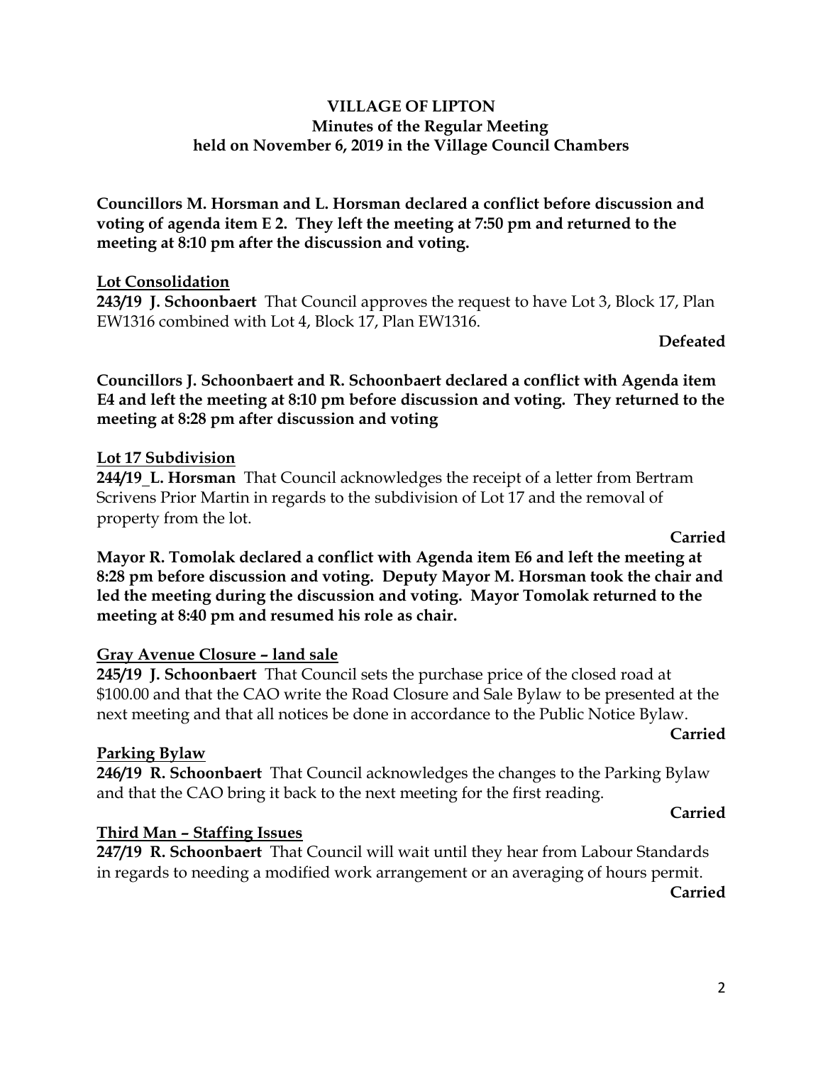**VILLAGE OF LIPTON**
**Minutes of the Regular Meeting**
**held on November 6, 2019 in the Village Council Chambers**

**Councillors M. Horsman and L. Horsman declared a conflict before discussion and voting of agenda item E 2. They left the meeting at 7:50 pm and returned to the meeting at 8:10 pm after the discussion and voting.**

**Lot Consolidation**

**243/19 J. Schoonbaert** That Council approves the request to have Lot 3, Block 17, Plan EW1316 combined with Lot 4, Block 17, Plan EW1316.

**Defeated**

**Councillors J. Schoonbaert and R. Schoonbaert declared a conflict with Agenda item E4 and left the meeting at 8:10 pm before discussion and voting. They returned to the meeting at 8:28 pm after discussion and voting**

**Lot 17 Subdivision**

**244/19 L. Horsman** That Council acknowledges the receipt of a letter from Bertram Scrivens Prior Martin in regards to the subdivision of Lot 17 and the removal of property from the lot.

**Carried**

**Mayor R. Tomolak declared a conflict with Agenda item E6 and left the meeting at 8:28 pm before discussion and voting. Deputy Mayor M. Horsman took the chair and led the meeting during the discussion and voting. Mayor Tomolak returned to the meeting at 8:40 pm and resumed his role as chair.**

**Gray Avenue Closure – land sale**

**245/19 J. Schoonbaert** That Council sets the purchase price of the closed road at $100.00 and that the CAO write the Road Closure and Sale Bylaw to be presented at the next meeting and that all notices be done in accordance to the Public Notice Bylaw.

**Carried**

**Parking Bylaw**

**246/19 R. Schoonbaert** That Council acknowledges the changes to the Parking Bylaw and that the CAO bring it back to the next meeting for the first reading.

**Carried**

**Third Man – Staffing Issues**

**247/19 R. Schoonbaert** That Council will wait until they hear from Labour Standards in regards to needing a modified work arrangement or an averaging of hours permit.

**Carried**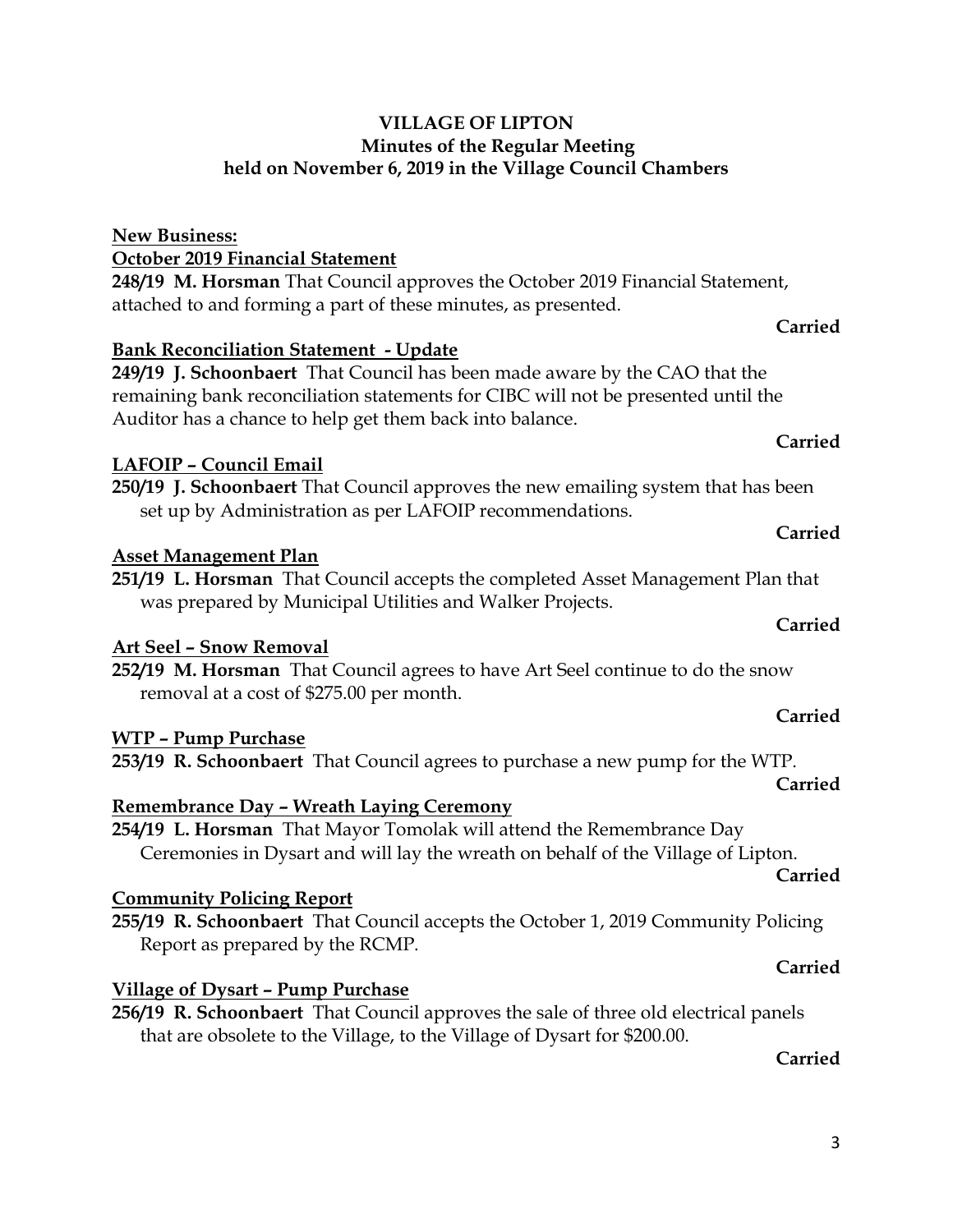# VILLAGE OF LIPTON
## Minutes of the Regular Meeting
## held on November 6, 2019 in the Village Council Chambers

**New Business:**

**October 2019 Financial Statement**

**248/19 M. Horsman** That Council approves the October 2019 Financial Statement, attached to and forming a part of these minutes, as presented.

**Carried**

**Bank Reconciliation Statement - Update**

**249/19 J. Schoonbaert** That Council has been made aware by the CAO that the remaining bank reconciliation statements for CIBC will not be presented until the Auditor has a chance to help get them back into balance.

**Carried**

**LAFOIP – Council Email**

**250/19 J. Schoonbaert** That Council approves the new emailing system that has been set up by Administration as per LAFOIP recommendations.

**Carried**

**Asset Management Plan**

**251/19 L. Horsman** That Council accepts the completed Asset Management Plan that was prepared by Municipal Utilities and Walker Projects.

**Carried**

**Art Seel – Snow Removal**

**252/19 M. Horsman** That Council agrees to have Art Seel continue to do the snow removal at a cost of $275.00 per month.

**Carried**

**WTP – Pump Purchase**

**253/19 R. Schoonbaert** That Council agrees to purchase a new pump for the WTP.

**Carried**

**Remembrance Day – Wreath Laying Ceremony**

**254/19 L. Horsman** That Mayor Tomolak will attend the Remembrance Day Ceremonies in Dysart and will lay the wreath on behalf of the Village of Lipton.

**Carried**

**Community Policing Report**

**255/19 R. Schoonbaert** That Council accepts the October 1, 2019 Community Policing Report as prepared by the RCMP.

**Carried**

**Village of Dysart – Pump Purchase**

**256/19 R. Schoonbaert** That Council approves the sale of three old electrical panels that are obsolete to the Village, to the Village of Dysart for $200.00.

**Carried**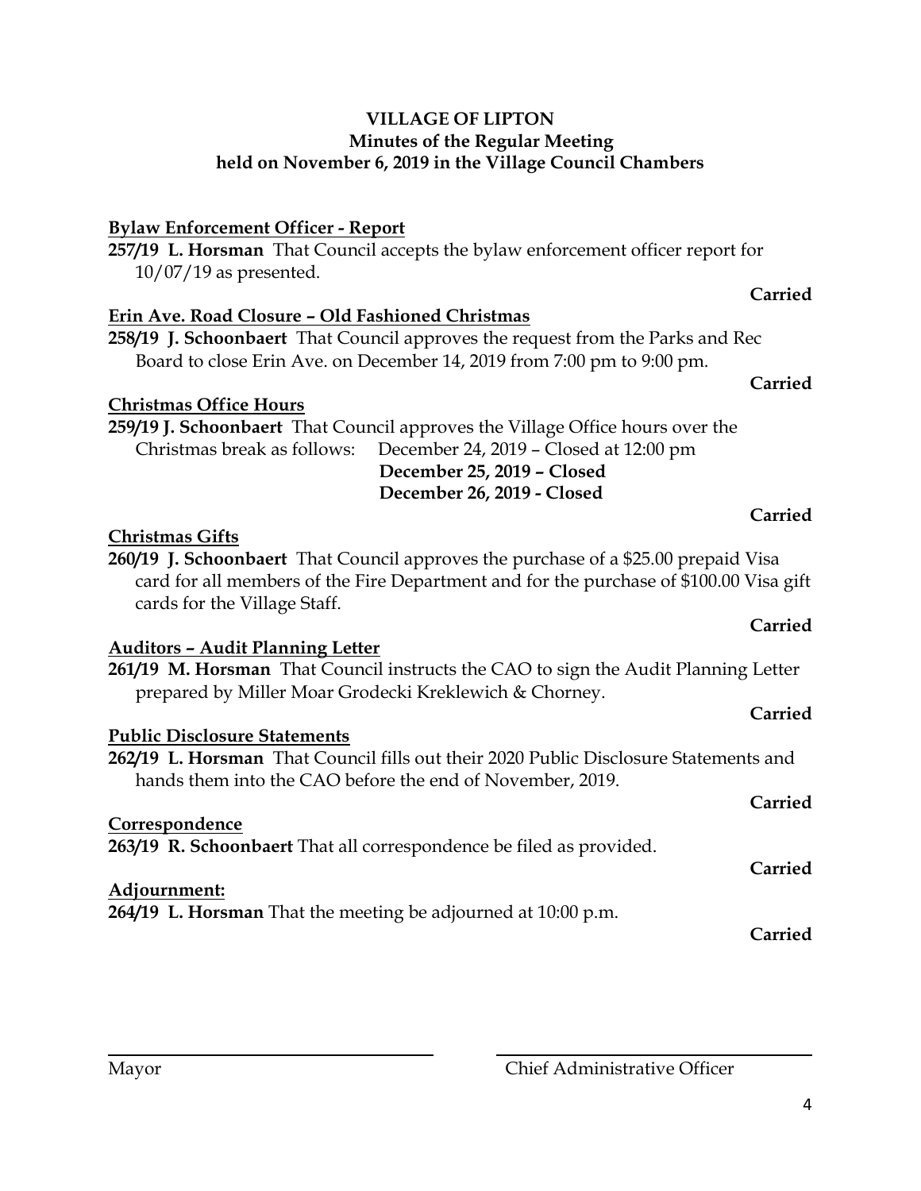**VILLAGE OF LIPTON**
**Minutes of the Regular Meeting**
**held on November 6, 2019 in the Village Council Chambers**

**Bylaw Enforcement Officer - Report**

**257/19 L. Horsman** That Council accepts the bylaw enforcement officer report for 10/07/19 as presented.

**Carried**

**Erin Ave. Road Closure – Old Fashioned Christmas**

**258/19 J. Schoonbaert** That Council approves the request from the Parks and Rec Board to close Erin Ave. on December 14, 2019 from 7:00 pm to 9:00 pm.

**Carried**

**Christmas Office Hours**

**259/19 J. Schoonbaert** That Council approves the Village Office hours over the Christmas break as follows: December 24, 2019 – Closed at 12:00 pm
**December 25, 2019 – Closed**
**December 26, 2019 - Closed**

**Carried**

**Christmas Gifts**

**260/19 J. Schoonbaert** That Council approves the purchase of a $25.00 prepaid Visa card for all members of the Fire Department and for the purchase of $100.00 Visa gift cards for the Village Staff.

**Carried**

**Auditors – Audit Planning Letter**

**261/19 M. Horsman** That Council instructs the CAO to sign the Audit Planning Letter prepared by Miller Moar Grodecki Kreklewich & Chorney.

**Carried**

**Public Disclosure Statements**

**262/19 L. Horsman** That Council fills out their 2020 Public Disclosure Statements and hands them into the CAO before the end of November, 2019.

**Carried**

**Correspondence**

**263/19 R. Schoonbaert** That all correspondence be filed as provided.

**Carried**

**Adjournment:**

**264/19 L. Horsman** That the meeting be adjourned at 10:00 p.m.

**Carried**

Mayor

Chief Administrative Officer